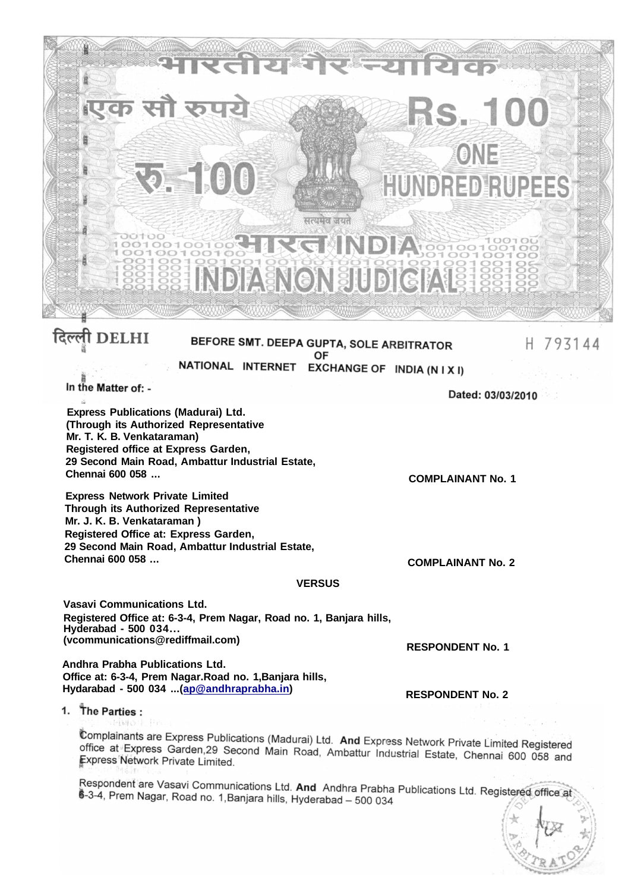भारतीय गैर न्यायिक

एक सौ रुपये

Rs. 100

रु. 100

ONE HUNDRED RUPEES

सत्यमेव जयते

भारत INDIA

INDIA NON JUDICIAL

दिल्ली DELHI

H 793144

**BEFORE SMT. DEEPA GUPTA, SOLE ARBITRATOR**
**OF**
**NATIONAL INTERNET EXCHANGE OF INDIA (N I X I)**

**In the Matter of: -**

**Dated: 03/03/2010**

**Express Publications (Madurai) Ltd.**
**(Through its Authorized Representative**
**Mr. T. K. B. Venkataraman)**
**Registered office at Express Garden,**
**29 Second Main Road, Ambattur Industrial Estate,**
**Chennai 600 058 …** **COMPLAINANT No. 1**

**Express Network Private Limited**
**Through its Authorized Representative**
**Mr. J. K. B. Venkataraman )**
**Registered Office at: Express Garden,**
**29 Second Main Road, Ambattur Industrial Estate,**
**Chennai 600 058 …** **COMPLAINANT No. 2**

**VERSUS**

**Vasavi Communications Ltd.**
**Registered Office at: 6-3-4, Prem Nagar, Road no. 1, Banjara hills,**
**Hyderabad - 500 034…**
**(vcommunications@rediffmail.com)** **RESPONDENT No. 1**

**Andhra Prabha Publications Ltd.**
**Office at: 6-3-4, Prem Nagar.Road no. 1,Banjara hills,**
**Hydarabad - 500 034 ...(ap@andhraprabha.in)** **RESPONDENT No. 2**

1. **The Parties :**

Complainants are Express Publications (Madurai) Ltd. **And** Express Network Private Limited Registered office at Express Garden,29 Second Main Road, Ambattur Industrial Estate, Chennai 600 058 and Express Network Private Limited.

Respondent are Vasavi Communications Ltd. **And** Andhra Prabha Publications Ltd. Registered office at 6-3-4, Prem Nagar, Road no. 1,Banjara hills, Hyderabad – 500 034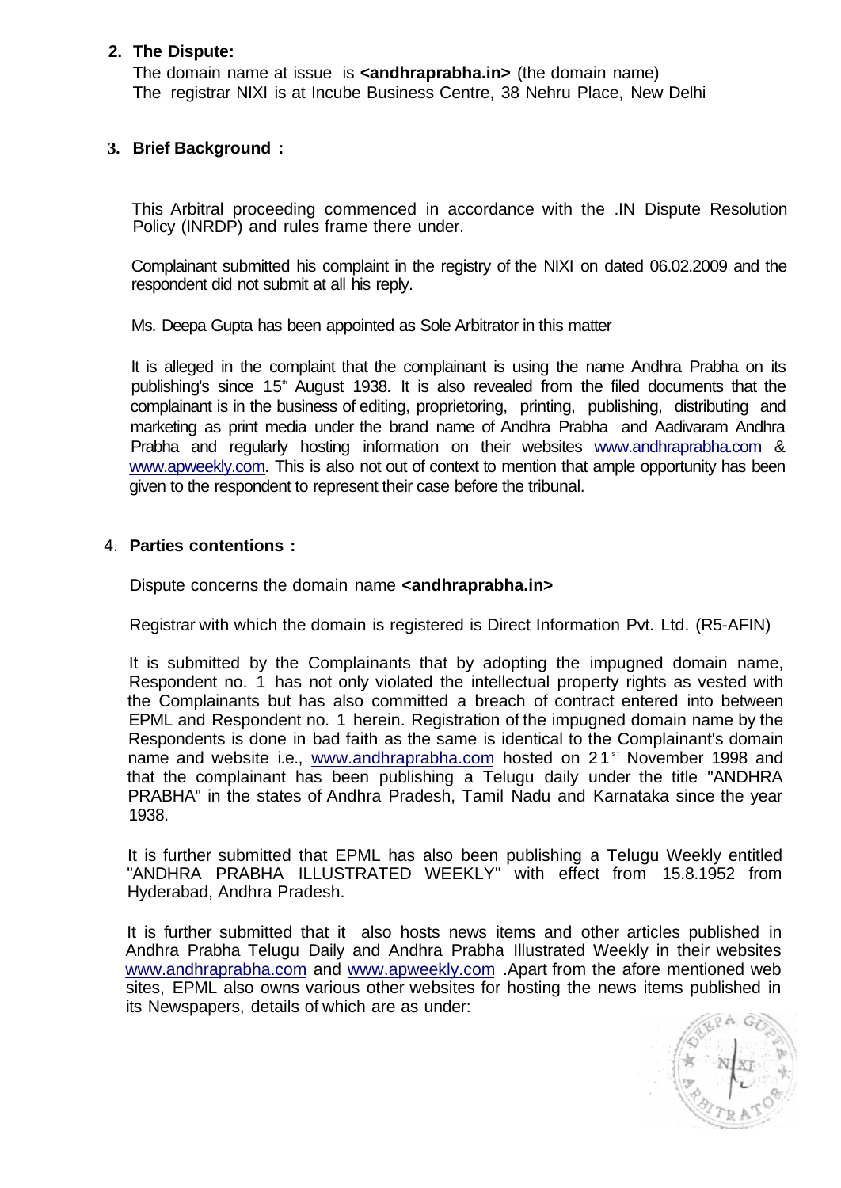## 2. The Dispute:

The domain name at issue is **<andhraprabha.in>** (the domain name)
The registrar NIXI is at Incube Business Centre, 38 Nehru Place, New Delhi

## 3. Brief Background :

This Arbitral proceeding commenced in accordance with the .IN Dispute Resolution Policy (INRDP) and rules frame there under.

Complainant submitted his complaint in the registry of the NIXI on dated 06.02.2009 and the respondent did not submit at all his reply.

Ms. Deepa Gupta has been appointed as Sole Arbitrator in this matter

It is alleged in the complaint that the complainant is using the name Andhra Prabha on its publishing's since 15th August 1938. It is also revealed from the filed documents that the complainant is in the business of editing, proprietoring, printing, publishing, distributing and marketing as print media under the brand name of Andhra Prabha and Aadivaram Andhra Prabha and regularly hosting information on their websites www.andhraprabha.com & www.apweekly.com. This is also not out of context to mention that ample opportunity has been given to the respondent to represent their case before the tribunal.

## 4. Parties contentions :

Dispute concerns the domain name **<andhraprabha.in>**

Registrar with which the domain is registered is Direct Information Pvt. Ltd. (R5-AFIN)

It is submitted by the Complainants that by adopting the impugned domain name, Respondent no. 1 has not only violated the intellectual property rights as vested with the Complainants but has also committed a breach of contract entered into between EPML and Respondent no. 1 herein. Registration of the impugned domain name by the Respondents is done in bad faith as the same is identical to the Complainant's domain name and website i.e., www.andhraprabha.com hosted on 21st November 1998 and that the complainant has been publishing a Telugu daily under the title "ANDHRA PRABHA" in the states of Andhra Pradesh, Tamil Nadu and Karnataka since the year 1938.

It is further submitted that EPML has also been publishing a Telugu Weekly entitled "ANDHRA PRABHA ILLUSTRATED WEEKLY" with effect from 15.8.1952 from Hyderabad, Andhra Pradesh.

It is further submitted that it also hosts news items and other articles published in Andhra Prabha Telugu Daily and Andhra Prabha Illustrated Weekly in their websites www.andhraprabha.com and www.apweekly.com .Apart from the afore mentioned web sites, EPML also owns various other websites for hosting the news items published in its Newspapers, details of which are as under: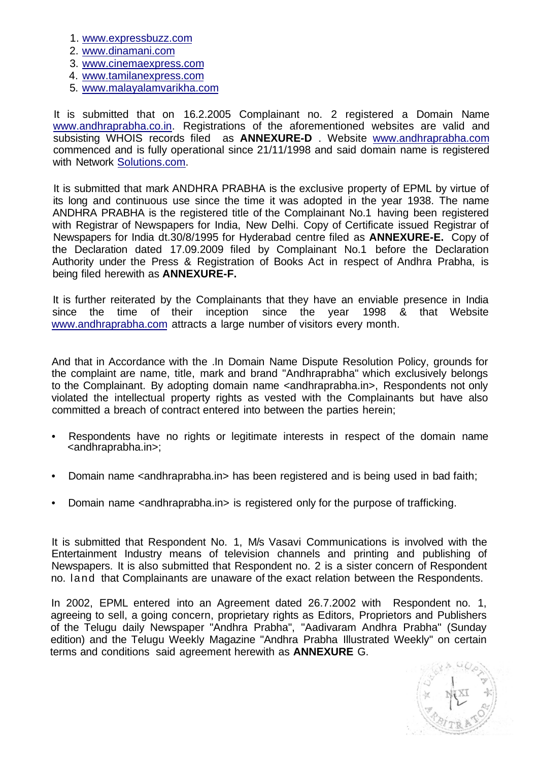1. www.expressbuzz.com
2. www.dinamani.com
3. www.cinemaexpress.com
4. www.tamilanexpress.com
5. www.malayalamvarikha.com

It is submitted that on 16.2.2005 Complainant no. 2 registered a Domain Name www.andhraprabha.co.in. Registrations of the aforementioned websites are valid and subsisting WHOIS records filed as **ANNEXURE-D** . Website www.andhraprabha.com commenced and is fully operational since 21/11/1998 and said domain name is registered with Network Solutions.com.

It is submitted that mark ANDHRA PRABHA is the exclusive property of EPML by virtue of its long and continuous use since the time it was adopted in the year 1938. The name ANDHRA PRABHA is the registered title of the Complainant No.1 having been registered with Registrar of Newspapers for India, New Delhi. Copy of Certificate issued Registrar of Newspapers for India dt.30/8/1995 for Hyderabad centre filed as **ANNEXURE-E.** Copy of the Declaration dated 17.09.2009 filed by Complainant No.1 before the Declaration Authority under the Press & Registration of Books Act in respect of Andhra Prabha, is being filed herewith as **ANNEXURE-F.**

It is further reiterated by the Complainants that they have an enviable presence in India since the time of their inception since the year 1998 & that Website www.andhraprabha.com attracts a large number of visitors every month.

And that in Accordance with the .In Domain Name Dispute Resolution Policy, grounds for the complaint are name, title, mark and brand "Andhraprabha" which exclusively belongs to the Complainant. By adopting domain name <andhraprabha.in>, Respondents not only violated the intellectual property rights as vested with the Complainants but have also committed a breach of contract entered into between the parties herein;

- Respondents have no rights or legitimate interests in respect of the domain name <andhraprabha.in>;
- Domain name <andhraprabha.in> has been registered and is being used in bad faith;
- Domain name <andhraprabha.in> is registered only for the purpose of trafficking.

It is submitted that Respondent No. 1, M/s Vasavi Communications is involved with the Entertainment Industry means of television channels and printing and publishing of Newspapers. It is also submitted that Respondent no. 2 is a sister concern of Respondent no. land that Complainants are unaware of the exact relation between the Respondents.

In 2002, EPML entered into an Agreement dated 26.7.2002 with Respondent no. 1, agreeing to sell, a going concern, proprietary rights as Editors, Proprietors and Publishers of the Telugu daily Newspaper "Andhra Prabha", "Aadivaram Andhra Prabha" (Sunday edition) and the Telugu Weekly Magazine "Andhra Prabha Illustrated Weekly" on certain terms and conditions said agreement herewith as **ANNEXURE** G.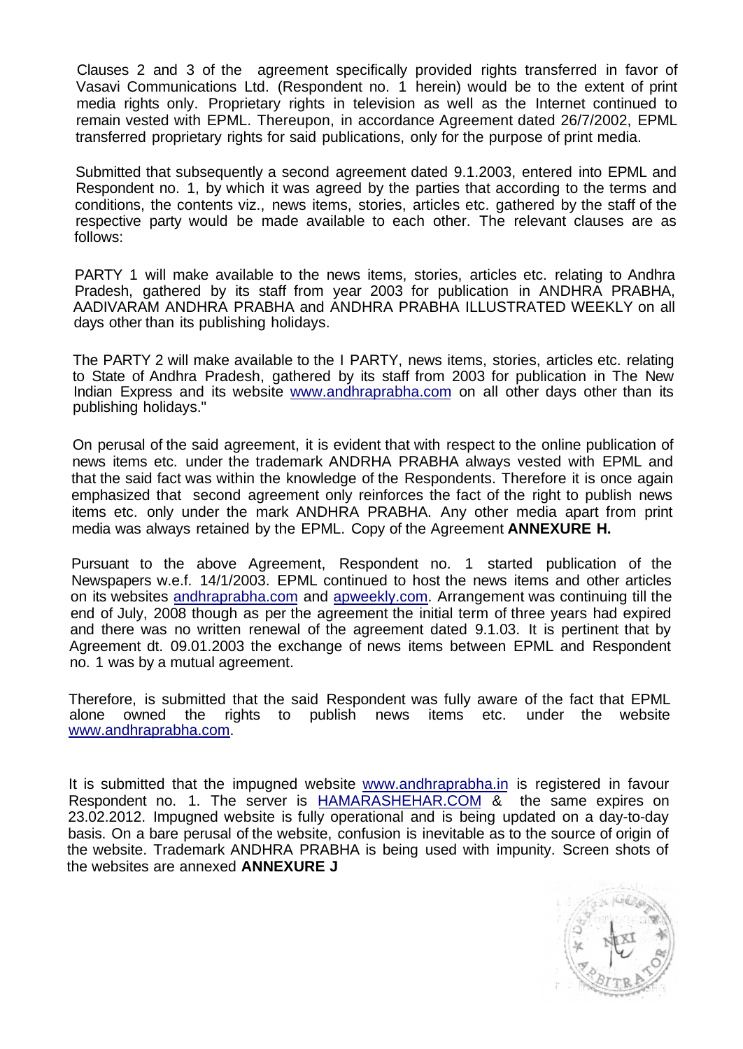Clauses 2 and 3 of the agreement specifically provided rights transferred in favor of Vasavi Communications Ltd. (Respondent no. 1 herein) would be to the extent of print media rights only. Proprietary rights in television as well as the Internet continued to remain vested with EPML. Thereupon, in accordance Agreement dated 26/7/2002, EPML transferred proprietary rights for said publications, only for the purpose of print media.

Submitted that subsequently a second agreement dated 9.1.2003, entered into EPML and Respondent no. 1, by which it was agreed by the parties that according to the terms and conditions, the contents viz., news items, stories, articles etc. gathered by the staff of the respective party would be made available to each other. The relevant clauses are as follows:

PARTY 1 will make available to the news items, stories, articles etc. relating to Andhra Pradesh, gathered by its staff from year 2003 for publication in ANDHRA PRABHA, AADIVARAM ANDHRA PRABHA and ANDHRA PRABHA ILLUSTRATED WEEKLY on all days other than its publishing holidays.

The PARTY 2 will make available to the I PARTY, news items, stories, articles etc. relating to State of Andhra Pradesh, gathered by its staff from 2003 for publication in The New Indian Express and its website www.andhraprabha.com on all other days other than its publishing holidays."

On perusal of the said agreement, it is evident that with respect to the online publication of news items etc. under the trademark ANDRHA PRABHA always vested with EPML and that the said fact was within the knowledge of the Respondents. Therefore it is once again emphasized that second agreement only reinforces the fact of the right to publish news items etc. only under the mark ANDHRA PRABHA. Any other media apart from print media was always retained by the EPML. Copy of the Agreement **ANNEXURE H.**

Pursuant to the above Agreement, Respondent no. 1 started publication of the Newspapers w.e.f. 14/1/2003. EPML continued to host the news items and other articles on its websites andhraprabha.com and apweekly.com. Arrangement was continuing till the end of July, 2008 though as per the agreement the initial term of three years had expired and there was no written renewal of the agreement dated 9.1.03. It is pertinent that by Agreement dt. 09.01.2003 the exchange of news items between EPML and Respondent no. 1 was by a mutual agreement.

Therefore, is submitted that the said Respondent was fully aware of the fact that EPML alone owned the rights to publish news items etc. under the website www.andhraprabha.com.

It is submitted that the impugned website www.andhraprabha.in is registered in favour Respondent no. 1. The server is HAMARASHEHAR.COM & the same expires on 23.02.2012. Impugned website is fully operational and is being updated on a day-to-day basis. On a bare perusal of the website, confusion is inevitable as to the source of origin of the website. Trademark ANDHRA PRABHA is being used with impunity. Screen shots of the websites are annexed **ANNEXURE J**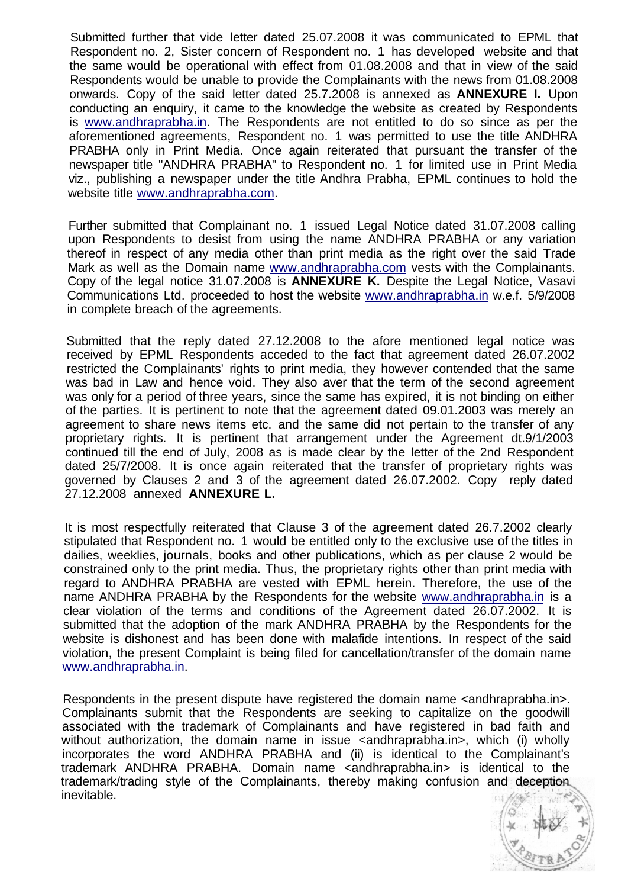Submitted further that vide letter dated 25.07.2008 it was communicated to EPML that Respondent no. 2, Sister concern of Respondent no. 1 has developed website and that the same would be operational with effect from 01.08.2008 and that in view of the said Respondents would be unable to provide the Complainants with the news from 01.08.2008 onwards. Copy of the said letter dated 25.7.2008 is annexed as **ANNEXURE I.** Upon conducting an enquiry, it came to the knowledge the website as created by Respondents is www.andhraprabha.in. The Respondents are not entitled to do so since as per the aforementioned agreements, Respondent no. 1 was permitted to use the title ANDHRA PRABHA only in Print Media. Once again reiterated that pursuant the transfer of the newspaper title "ANDHRA PRABHA" to Respondent no. 1 for limited use in Print Media viz., publishing a newspaper under the title Andhra Prabha, EPML continues to hold the website title www.andhraprabha.com.

Further submitted that Complainant no. 1 issued Legal Notice dated 31.07.2008 calling upon Respondents to desist from using the name ANDHRA PRABHA or any variation thereof in respect of any media other than print media as the right over the said Trade Mark as well as the Domain name www.andhraprabha.com vests with the Complainants. Copy of the legal notice 31.07.2008 is **ANNEXURE K.** Despite the Legal Notice, Vasavi Communications Ltd. proceeded to host the website www.andhraprabha.in w.e.f. 5/9/2008 in complete breach of the agreements.

Submitted that the reply dated 27.12.2008 to the afore mentioned legal notice was received by EPML Respondents acceded to the fact that agreement dated 26.07.2002 restricted the Complainants' rights to print media, they however contended that the same was bad in Law and hence void. They also aver that the term of the second agreement was only for a period of three years, since the same has expired, it is not binding on either of the parties. It is pertinent to note that the agreement dated 09.01.2003 was merely an agreement to share news items etc. and the same did not pertain to the transfer of any proprietary rights. It is pertinent that arrangement under the Agreement dt.9/1/2003 continued till the end of July, 2008 as is made clear by the letter of the 2nd Respondent dated 25/7/2008. It is once again reiterated that the transfer of proprietary rights was governed by Clauses 2 and 3 of the agreement dated 26.07.2002. Copy reply dated 27.12.2008 annexed **ANNEXURE L.**

It is most respectfully reiterated that Clause 3 of the agreement dated 26.7.2002 clearly stipulated that Respondent no. 1 would be entitled only to the exclusive use of the titles in dailies, weeklies, journals, books and other publications, which as per clause 2 would be constrained only to the print media. Thus, the proprietary rights other than print media with regard to ANDHRA PRABHA are vested with EPML herein. Therefore, the use of the name ANDHRA PRABHA by the Respondents for the website www.andhraprabha.in is a clear violation of the terms and conditions of the Agreement dated 26.07.2002. It is submitted that the adoption of the mark ANDHRA PRABHA by the Respondents for the website is dishonest and has been done with malafide intentions. In respect of the said violation, the present Complaint is being filed for cancellation/transfer of the domain name www.andhraprabha.in.

Respondents in the present dispute have registered the domain name <andhraprabha.in>. Complainants submit that the Respondents are seeking to capitalize on the goodwill associated with the trademark of Complainants and have registered in bad faith and without authorization, the domain name in issue <andhraprabha.in>, which (i) wholly incorporates the word ANDHRA PRABHA and (ii) is identical to the Complainant's trademark ANDHRA PRABHA. Domain name <andhraprabha.in> is identical to the trademark/trading style of the Complainants, thereby making confusion and deception inevitable.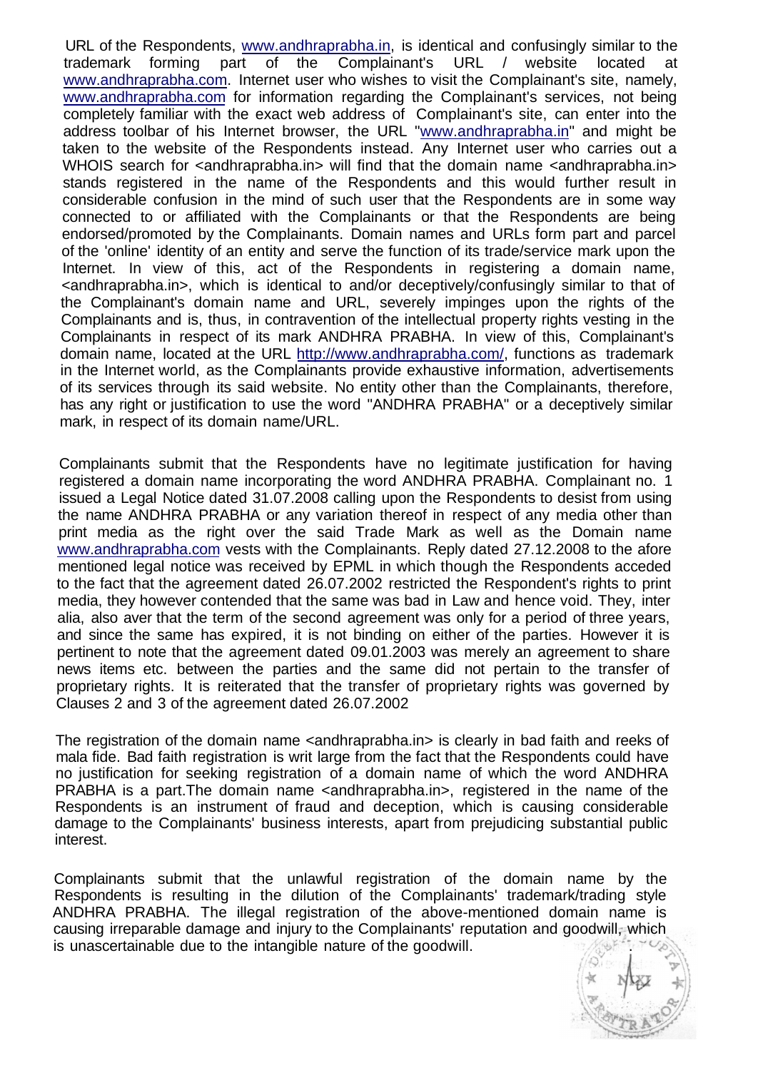URL of the Respondents, www.andhraprabha.in, is identical and confusingly similar to the trademark forming part of the Complainant's URL / website located at www.andhraprabha.com. Internet user who wishes to visit the Complainant's site, namely, www.andhraprabha.com for information regarding the Complainant's services, not being completely familiar with the exact web address of Complainant's site, can enter into the address toolbar of his Internet browser, the URL "www.andhraprabha.in" and might be taken to the website of the Respondents instead. Any Internet user who carries out a WHOIS search for <andhraprabha.in> will find that the domain name <andhraprabha.in> stands registered in the name of the Respondents and this would further result in considerable confusion in the mind of such user that the Respondents are in some way connected to or affiliated with the Complainants or that the Respondents are being endorsed/promoted by the Complainants. Domain names and URLs form part and parcel of the 'online' identity of an entity and serve the function of its trade/service mark upon the Internet. In view of this, act of the Respondents in registering a domain name, <andhraprabha.in>, which is identical to and/or deceptively/confusingly similar to that of the Complainant's domain name and URL, severely impinges upon the rights of the Complainants and is, thus, in contravention of the intellectual property rights vesting in the Complainants in respect of its mark ANDHRA PRABHA. In view of this, Complainant's domain name, located at the URL http://www.andhraprabha.com/, functions as trademark in the Internet world, as the Complainants provide exhaustive information, advertisements of its services through its said website. No entity other than the Complainants, therefore, has any right or justification to use the word "ANDHRA PRABHA" or a deceptively similar mark, in respect of its domain name/URL.

Complainants submit that the Respondents have no legitimate justification for having registered a domain name incorporating the word ANDHRA PRABHA. Complainant no. 1 issued a Legal Notice dated 31.07.2008 calling upon the Respondents to desist from using the name ANDHRA PRABHA or any variation thereof in respect of any media other than print media as the right over the said Trade Mark as well as the Domain name www.andhraprabha.com vests with the Complainants. Reply dated 27.12.2008 to the afore mentioned legal notice was received by EPML in which though the Respondents acceded to the fact that the agreement dated 26.07.2002 restricted the Respondent's rights to print media, they however contended that the same was bad in Law and hence void. They, inter alia, also aver that the term of the second agreement was only for a period of three years, and since the same has expired, it is not binding on either of the parties. However it is pertinent to note that the agreement dated 09.01.2003 was merely an agreement to share news items etc. between the parties and the same did not pertain to the transfer of proprietary rights. It is reiterated that the transfer of proprietary rights was governed by Clauses 2 and 3 of the agreement dated 26.07.2002

The registration of the domain name <andhraprabha.in> is clearly in bad faith and reeks of mala fide. Bad faith registration is writ large from the fact that the Respondents could have no justification for seeking registration of a domain name of which the word ANDHRA PRABHA is a part.The domain name <andhraprabha.in>, registered in the name of the Respondents is an instrument of fraud and deception, which is causing considerable damage to the Complainants' business interests, apart from prejudicing substantial public interest.

Complainants submit that the unlawful registration of the domain name by the Respondents is resulting in the dilution of the Complainants' trademark/trading style ANDHRA PRABHA. The illegal registration of the above-mentioned domain name is causing irreparable damage and injury to the Complainants' reputation and goodwill, which is unascertainable due to the intangible nature of the goodwill.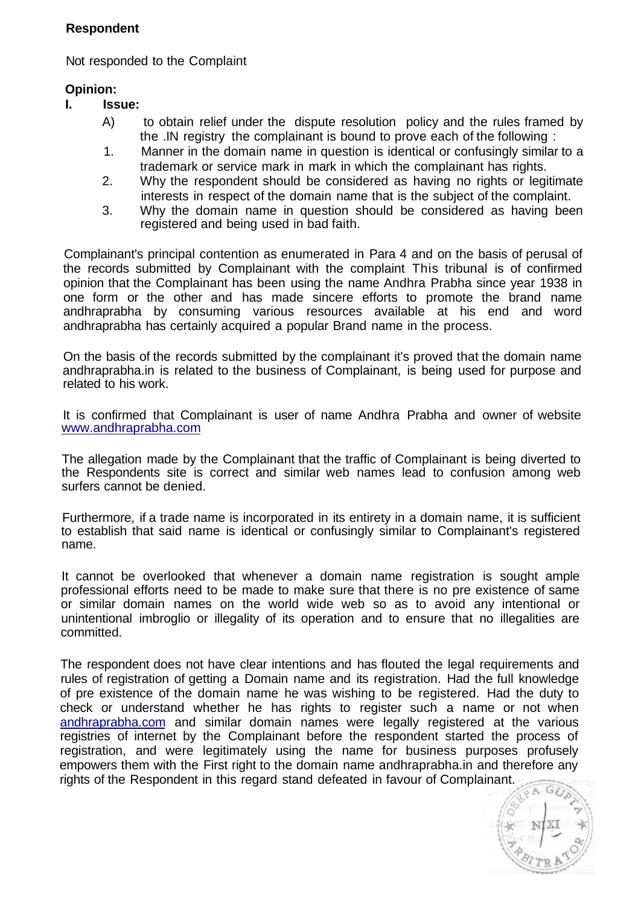**Respondent**

Not responded to the Complaint

**Opinion:**

**I. Issue:**

A) to obtain relief under the dispute resolution policy and the rules framed by the .IN registry the complainant is bound to prove each of the following :

1. Manner in the domain name in question is identical or confusingly similar to a trademark or service mark in mark in which the complainant has rights.
2. Why the respondent should be considered as having no rights or legitimate interests in respect of the domain name that is the subject of the complaint.
3. Why the domain name in question should be considered as having been registered and being used in bad faith.

Complainant's principal contention as enumerated in Para 4 and on the basis of perusal of the records submitted by Complainant with the complaint This tribunal is of confirmed opinion that the Complainant has been using the name Andhra Prabha since year 1938 in one form or the other and has made sincere efforts to promote the brand name andhraprabha by consuming various resources available at his end and word andhraprabha has certainly acquired a popular Brand name in the process.

On the basis of the records submitted by the complainant it's proved that the domain name andhraprabha.in is related to the business of Complainant, is being used for purpose and related to his work.

It is confirmed that Complainant is user of name Andhra Prabha and owner of website www.andhraprabha.com

The allegation made by the Complainant that the traffic of Complainant is being diverted to the Respondents site is correct and similar web names lead to confusion among web surfers cannot be denied.

Furthermore, if a trade name is incorporated in its entirety in a domain name, it is sufficient to establish that said name is identical or confusingly similar to Complainant's registered name.

It cannot be overlooked that whenever a domain name registration is sought ample professional efforts need to be made to make sure that there is no pre existence of same or similar domain names on the world wide web so as to avoid any intentional or unintentional imbroglio or illegality of its operation and to ensure that no illegalities are committed.

The respondent does not have clear intentions and has flouted the legal requirements and rules of registration of getting a Domain name and its registration. Had the full knowledge of pre existence of the domain name he was wishing to be registered. Had the duty to check or understand whether he has rights to register such a name or not when andhraprabha.com and similar domain names were legally registered at the various registries of internet by the Complainant before the respondent started the process of registration, and were legitimately using the name for business purposes profusely empowers them with the First right to the domain name andhraprabha.in and therefore any rights of the Respondent in this regard stand defeated in favour of Complainant.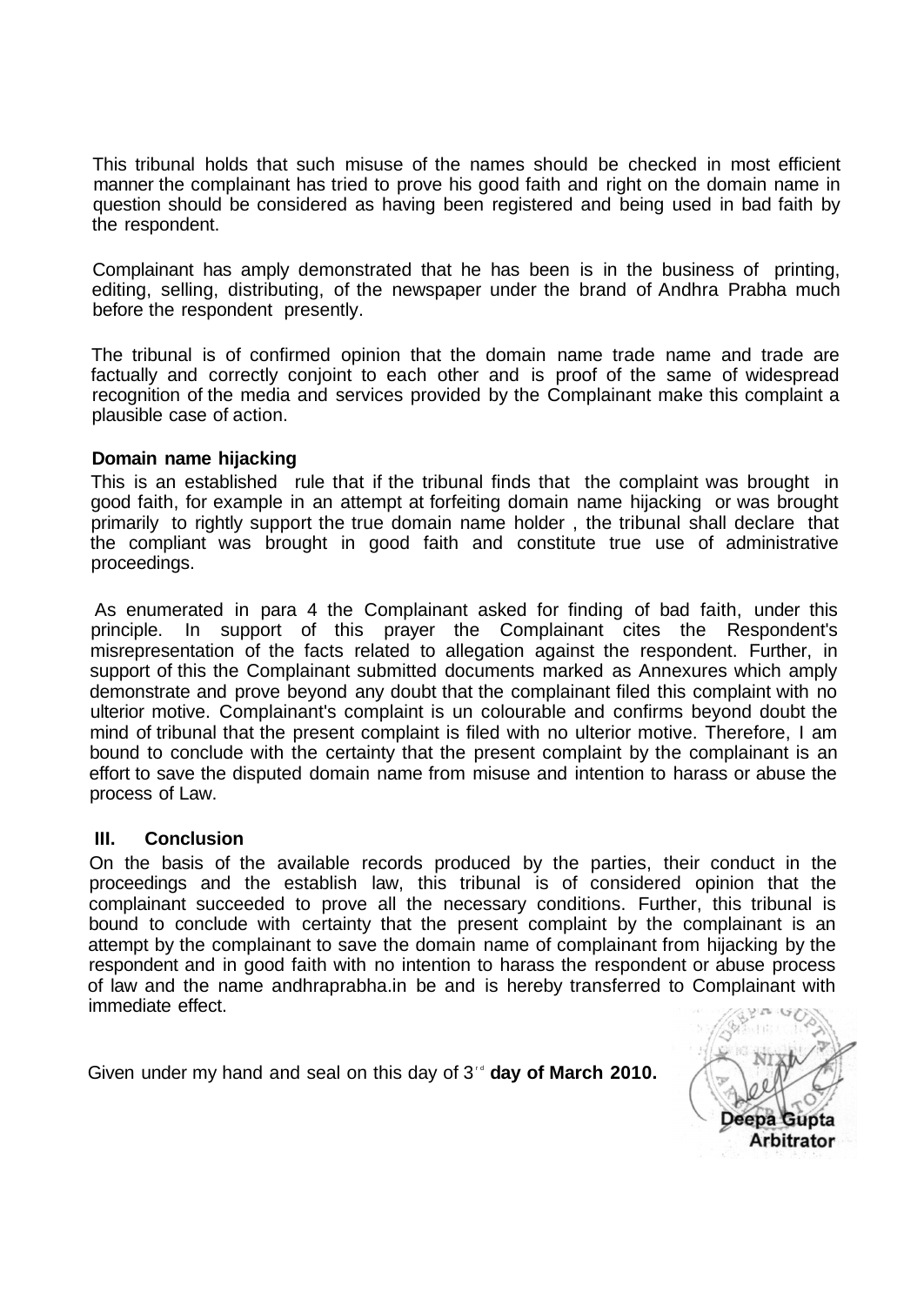This tribunal holds that such misuse of the names should be checked in most efficient manner the complainant has tried to prove his good faith and right on the domain name in question should be considered as having been registered and being used in bad faith by the respondent.

Complainant has amply demonstrated that he has been is in the business of printing, editing, selling, distributing, of the newspaper under the brand of Andhra Prabha much before the respondent presently.

The tribunal is of confirmed opinion that the domain name trade name and trade are factually and correctly conjoint to each other and is proof of the same of widespread recognition of the media and services provided by the Complainant make this complaint a plausible case of action.

**Domain name hijacking**

This is an established rule that if the tribunal finds that the complaint was brought in good faith, for example in an attempt at forfeiting domain name hijacking or was brought primarily to rightly support the true domain name holder , the tribunal shall declare that the compliant was brought in good faith and constitute true use of administrative proceedings.

As enumerated in para 4 the Complainant asked for finding of bad faith, under this principle. In support of this prayer the Complainant cites the Respondent's misrepresentation of the facts related to allegation against the respondent. Further, in support of this the Complainant submitted documents marked as Annexures which amply demonstrate and prove beyond any doubt that the complainant filed this complaint with no ulterior motive. Complainant's complaint is un colourable and confirms beyond doubt the mind of tribunal that the present complaint is filed with no ulterior motive. Therefore, I am bound to conclude with the certainty that the present complaint by the complainant is an effort to save the disputed domain name from misuse and intention to harass or abuse the process of Law.

## III. Conclusion

On the basis of the available records produced by the parties, their conduct in the proceedings and the establish law, this tribunal is of considered opinion that the complainant succeeded to prove all the necessary conditions. Further, this tribunal is bound to conclude with certainty that the present complaint by the complainant is an attempt by the complainant to save the domain name of complainant from hijacking by the respondent and in good faith with no intention to harass the respondent or abuse process of law and the name andhraprabha.in be and is hereby transferred to Complainant with immediate effect.

Given under my hand and seal on this day of 3rd **day of March 2010.**

Deepa Gupta
Arbitrator